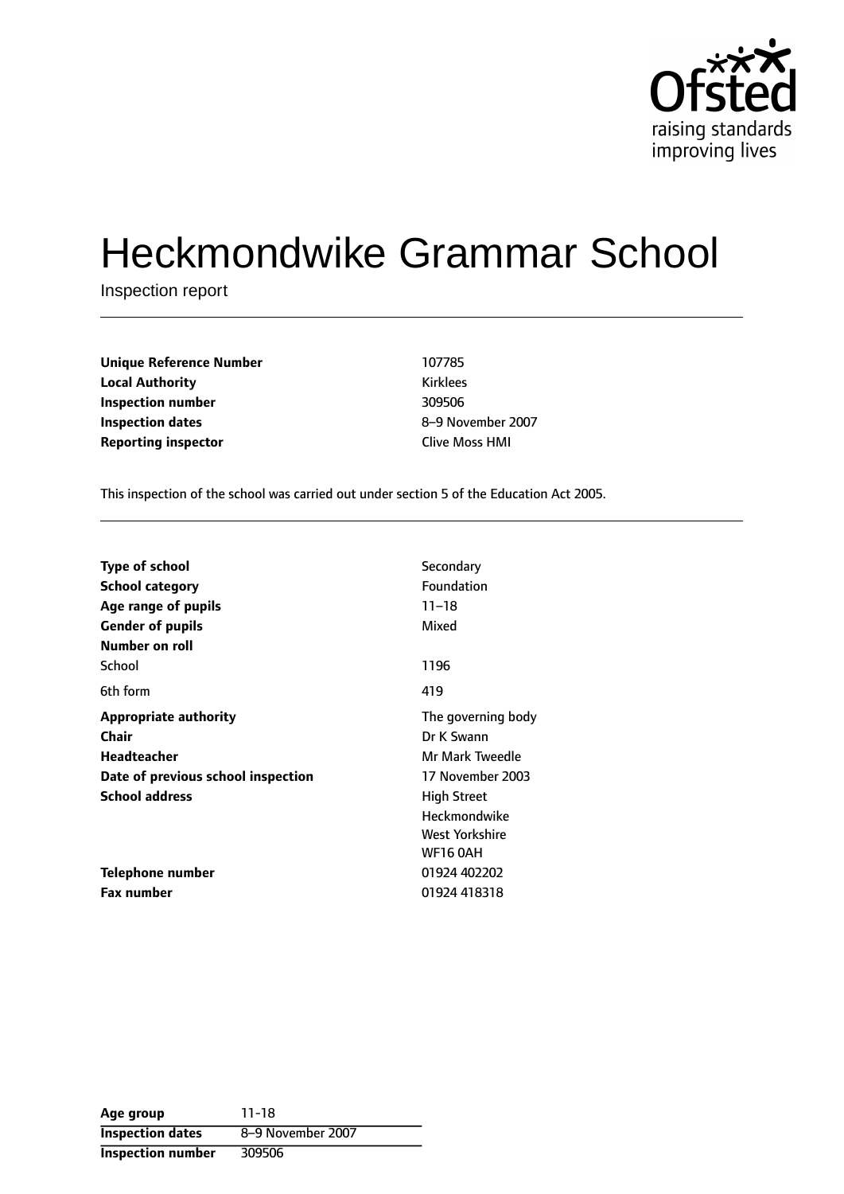# Heckmondwike Grammar School

Inspection report

| | |
|---|---|
| **Unique Reference Number** | 107785 |
| **Local Authority** | Kirklees |
| **Inspection number** | 309506 |
| **Inspection dates** | 8–9 November 2007 |
| **Reporting inspector** | Clive Moss HMI |

This inspection of the school was carried out under section 5 of the Education Act 2005.

| | |
|---|---|
| **Type of school** | Secondary |
| **School category** | Foundation |
| **Age range of pupils** | 11–18 |
| **Gender of pupils** | Mixed |
| **Number on roll** | |
| School | 1196 |
| 6th form | 419 |
| **Appropriate authority** | The governing body |
| **Chair** | Dr K Swann |
| **Headteacher** | Mr Mark Tweedle |
| **Date of previous school inspection** | 17 November 2003 |
| **School address** | High Street<br>Heckmondwike<br>West Yorkshire<br>WF16 0AH |
| **Telephone number** | 01924 402202 |
| **Fax number** | 01924 418318 |

| | |
|---|---|
| **Age group** | 11-18 |
| **Inspection dates** | 8–9 November 2007 |
| **Inspection number** | 309506 |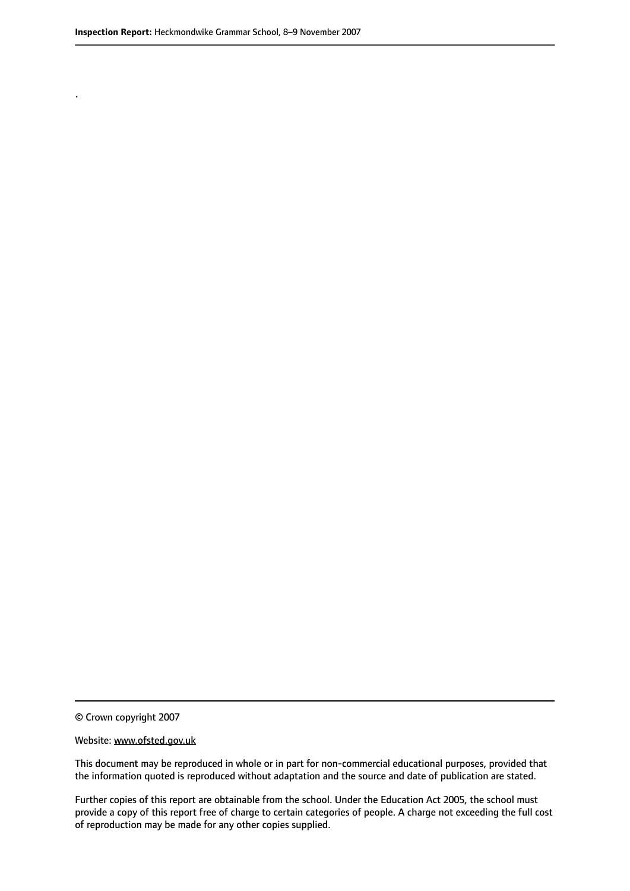.

© Crown copyright 2007

Website: www.ofsted.gov.uk

This document may be reproduced in whole or in part for non-commercial educational purposes, provided that the information quoted is reproduced without adaptation and the source and date of publication are stated.

Further copies of this report are obtainable from the school. Under the Education Act 2005, the school must provide a copy of this report free of charge to certain categories of people. A charge not exceeding the full cost of reproduction may be made for any other copies supplied.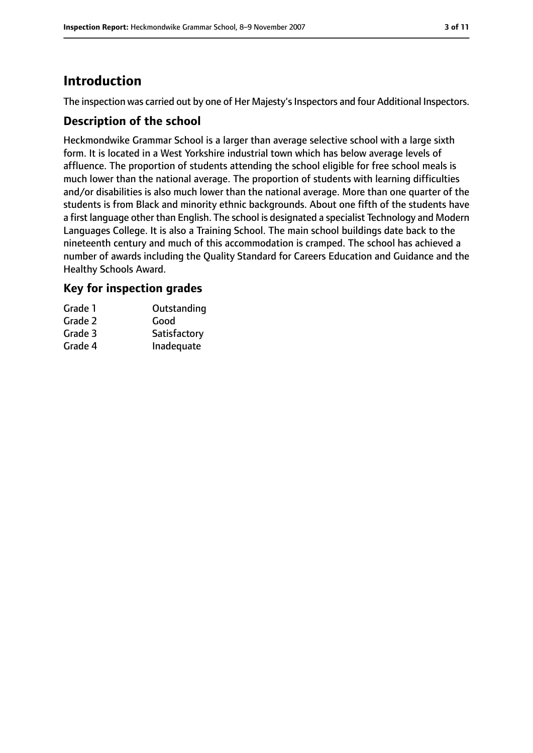# Introduction

The inspection was carried out by one of Her Majesty's Inspectors and four Additional Inspectors.

## Description of the school

Heckmondwike Grammar School is a larger than average selective school with a large sixth form. It is located in a West Yorkshire industrial town which has below average levels of affluence. The proportion of students attending the school eligible for free school meals is much lower than the national average. The proportion of students with learning difficulties and/or disabilities is also much lower than the national average. More than one quarter of the students is from Black and minority ethnic backgrounds. About one fifth of the students have a first language other than English. The school is designated a specialist Technology and Modern Languages College. It is also a Training School. The main school buildings date back to the nineteenth century and much of this accommodation is cramped. The school has achieved a number of awards including the Quality Standard for Careers Education and Guidance and the Healthy Schools Award.

## Key for inspection grades

| | |
|---|---|
| Grade 1 | Outstanding |
| Grade 2 | Good |
| Grade 3 | Satisfactory |
| Grade 4 | Inadequate |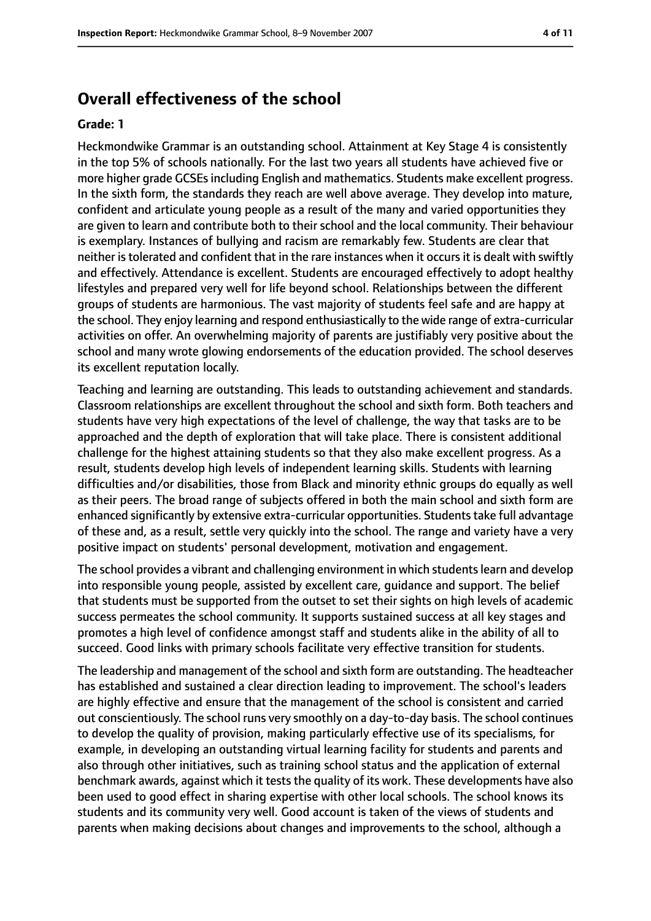## Overall effectiveness of the school

**Grade: 1**

Heckmondwike Grammar is an outstanding school. Attainment at Key Stage 4 is consistently in the top 5% of schools nationally. For the last two years all students have achieved five or more higher grade GCSEs including English and mathematics. Students make excellent progress. In the sixth form, the standards they reach are well above average. They develop into mature, confident and articulate young people as a result of the many and varied opportunities they are given to learn and contribute both to their school and the local community. Their behaviour is exemplary. Instances of bullying and racism are remarkably few. Students are clear that neither is tolerated and confident that in the rare instances when it occurs it is dealt with swiftly and effectively. Attendance is excellent. Students are encouraged effectively to adopt healthy lifestyles and prepared very well for life beyond school. Relationships between the different groups of students are harmonious. The vast majority of students feel safe and are happy at the school. They enjoy learning and respond enthusiastically to the wide range of extra-curricular activities on offer. An overwhelming majority of parents are justifiably very positive about the school and many wrote glowing endorsements of the education provided. The school deserves its excellent reputation locally.

Teaching and learning are outstanding. This leads to outstanding achievement and standards. Classroom relationships are excellent throughout the school and sixth form. Both teachers and students have very high expectations of the level of challenge, the way that tasks are to be approached and the depth of exploration that will take place. There is consistent additional challenge for the highest attaining students so that they also make excellent progress. As a result, students develop high levels of independent learning skills. Students with learning difficulties and/or disabilities, those from Black and minority ethnic groups do equally as well as their peers. The broad range of subjects offered in both the main school and sixth form are enhanced significantly by extensive extra-curricular opportunities. Students take full advantage of these and, as a result, settle very quickly into the school. The range and variety have a very positive impact on students' personal development, motivation and engagement.

The school provides a vibrant and challenging environment in which students learn and develop into responsible young people, assisted by excellent care, guidance and support. The belief that students must be supported from the outset to set their sights on high levels of academic success permeates the school community. It supports sustained success at all key stages and promotes a high level of confidence amongst staff and students alike in the ability of all to succeed. Good links with primary schools facilitate very effective transition for students.

The leadership and management of the school and sixth form are outstanding. The headteacher has established and sustained a clear direction leading to improvement. The school's leaders are highly effective and ensure that the management of the school is consistent and carried out conscientiously. The school runs very smoothly on a day-to-day basis. The school continues to develop the quality of provision, making particularly effective use of its specialisms, for example, in developing an outstanding virtual learning facility for students and parents and also through other initiatives, such as training school status and the application of external benchmark awards, against which it tests the quality of its work. These developments have also been used to good effect in sharing expertise with other local schools. The school knows its students and its community very well. Good account is taken of the views of students and parents when making decisions about changes and improvements to the school, although a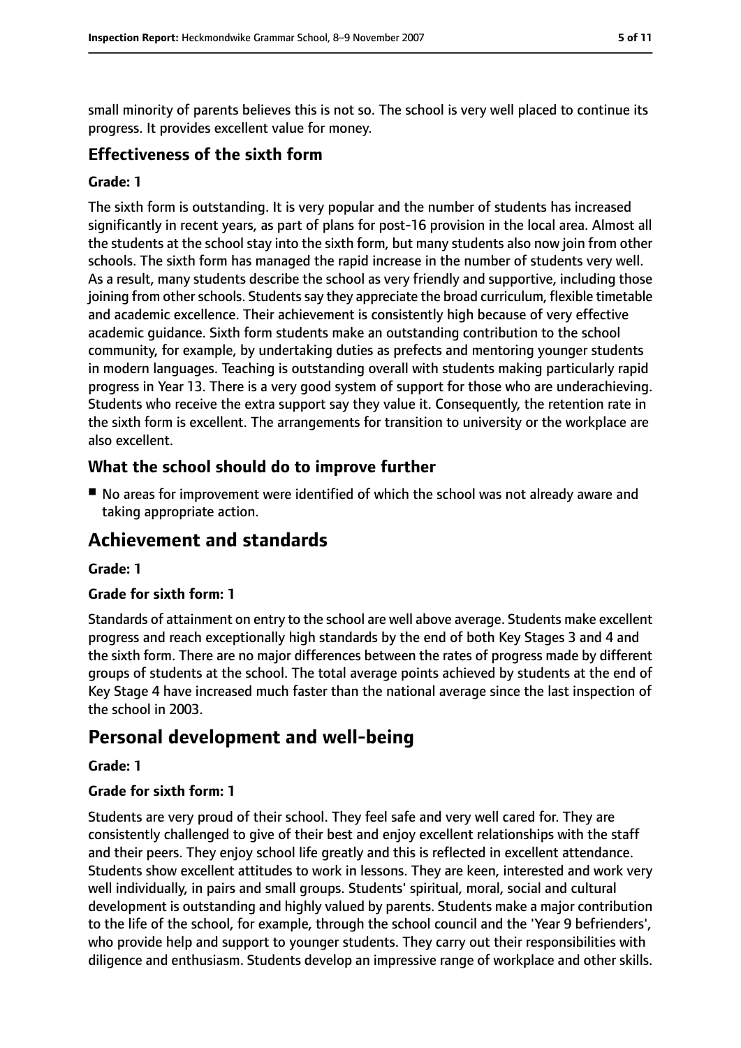small minority of parents believes this is not so. The school is very well placed to continue its progress. It provides excellent value for money.

### Effectiveness of the sixth form

#### Grade: 1

The sixth form is outstanding. It is very popular and the number of students has increased significantly in recent years, as part of plans for post-16 provision in the local area. Almost all the students at the school stay into the sixth form, but many students also now join from other schools. The sixth form has managed the rapid increase in the number of students very well. As a result, many students describe the school as very friendly and supportive, including those joining from other schools. Students say they appreciate the broad curriculum, flexible timetable and academic excellence. Their achievement is consistently high because of very effective academic guidance. Sixth form students make an outstanding contribution to the school community, for example, by undertaking duties as prefects and mentoring younger students in modern languages. Teaching is outstanding overall with students making particularly rapid progress in Year 13. There is a very good system of support for those who are underachieving. Students who receive the extra support say they value it. Consequently, the retention rate in the sixth form is excellent. The arrangements for transition to university or the workplace are also excellent.

### What the school should do to improve further

- No areas for improvement were identified of which the school was not already aware and taking appropriate action.

## Achievement and standards

#### Grade: 1

#### Grade for sixth form: 1

Standards of attainment on entry to the school are well above average. Students make excellent progress and reach exceptionally high standards by the end of both Key Stages 3 and 4 and the sixth form. There are no major differences between the rates of progress made by different groups of students at the school. The total average points achieved by students at the end of Key Stage 4 have increased much faster than the national average since the last inspection of the school in 2003.

## Personal development and well-being

#### Grade: 1

#### Grade for sixth form: 1

Students are very proud of their school. They feel safe and very well cared for. They are consistently challenged to give of their best and enjoy excellent relationships with the staff and their peers. They enjoy school life greatly and this is reflected in excellent attendance. Students show excellent attitudes to work in lessons. They are keen, interested and work very well individually, in pairs and small groups. Students' spiritual, moral, social and cultural development is outstanding and highly valued by parents. Students make a major contribution to the life of the school, for example, through the school council and the 'Year 9 befrienders', who provide help and support to younger students. They carry out their responsibilities with diligence and enthusiasm. Students develop an impressive range of workplace and other skills.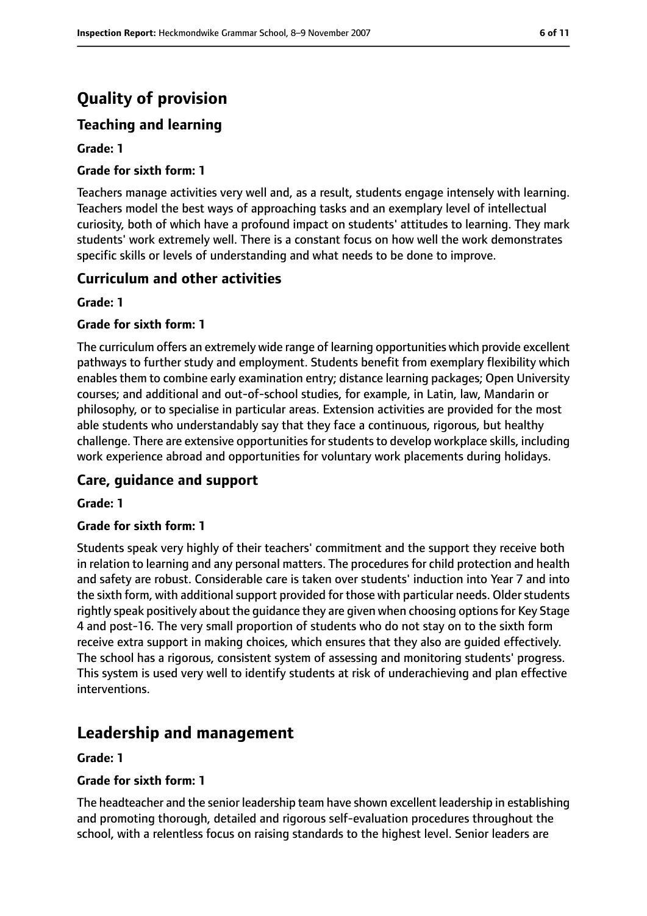## Quality of provision

### Teaching and learning

**Grade: 1**

**Grade for sixth form: 1**

Teachers manage activities very well and, as a result, students engage intensely with learning. Teachers model the best ways of approaching tasks and an exemplary level of intellectual curiosity, both of which have a profound impact on students' attitudes to learning. They mark students' work extremely well. There is a constant focus on how well the work demonstrates specific skills or levels of understanding and what needs to be done to improve.

### Curriculum and other activities

**Grade: 1**

**Grade for sixth form: 1**

The curriculum offers an extremely wide range of learning opportunities which provide excellent pathways to further study and employment. Students benefit from exemplary flexibility which enables them to combine early examination entry; distance learning packages; Open University courses; and additional and out-of-school studies, for example, in Latin, law, Mandarin or philosophy, or to specialise in particular areas. Extension activities are provided for the most able students who understandably say that they face a continuous, rigorous, but healthy challenge. There are extensive opportunities for students to develop workplace skills, including work experience abroad and opportunities for voluntary work placements during holidays.

### Care, guidance and support

**Grade: 1**

**Grade for sixth form: 1**

Students speak very highly of their teachers' commitment and the support they receive both in relation to learning and any personal matters. The procedures for child protection and health and safety are robust. Considerable care is taken over students' induction into Year 7 and into the sixth form, with additional support provided for those with particular needs. Older students rightly speak positively about the guidance they are given when choosing options for Key Stage 4 and post-16. The very small proportion of students who do not stay on to the sixth form receive extra support in making choices, which ensures that they also are guided effectively. The school has a rigorous, consistent system of assessing and monitoring students' progress. This system is used very well to identify students at risk of underachieving and plan effective interventions.

## Leadership and management

**Grade: 1**

**Grade for sixth form: 1**

The headteacher and the senior leadership team have shown excellent leadership in establishing and promoting thorough, detailed and rigorous self-evaluation procedures throughout the school, with a relentless focus on raising standards to the highest level. Senior leaders are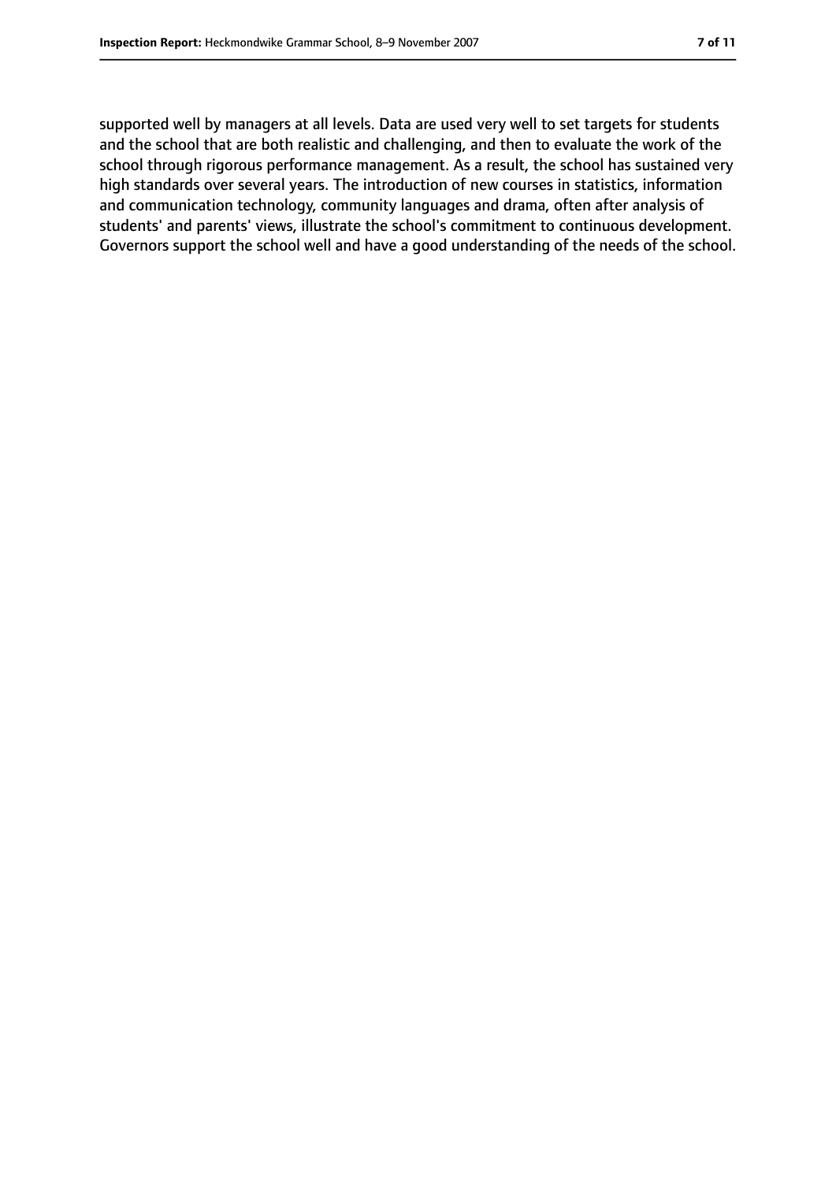supported well by managers at all levels. Data are used very well to set targets for students and the school that are both realistic and challenging, and then to evaluate the work of the school through rigorous performance management. As a result, the school has sustained very high standards over several years. The introduction of new courses in statistics, information and communication technology, community languages and drama, often after analysis of students' and parents' views, illustrate the school's commitment to continuous development. Governors support the school well and have a good understanding of the needs of the school.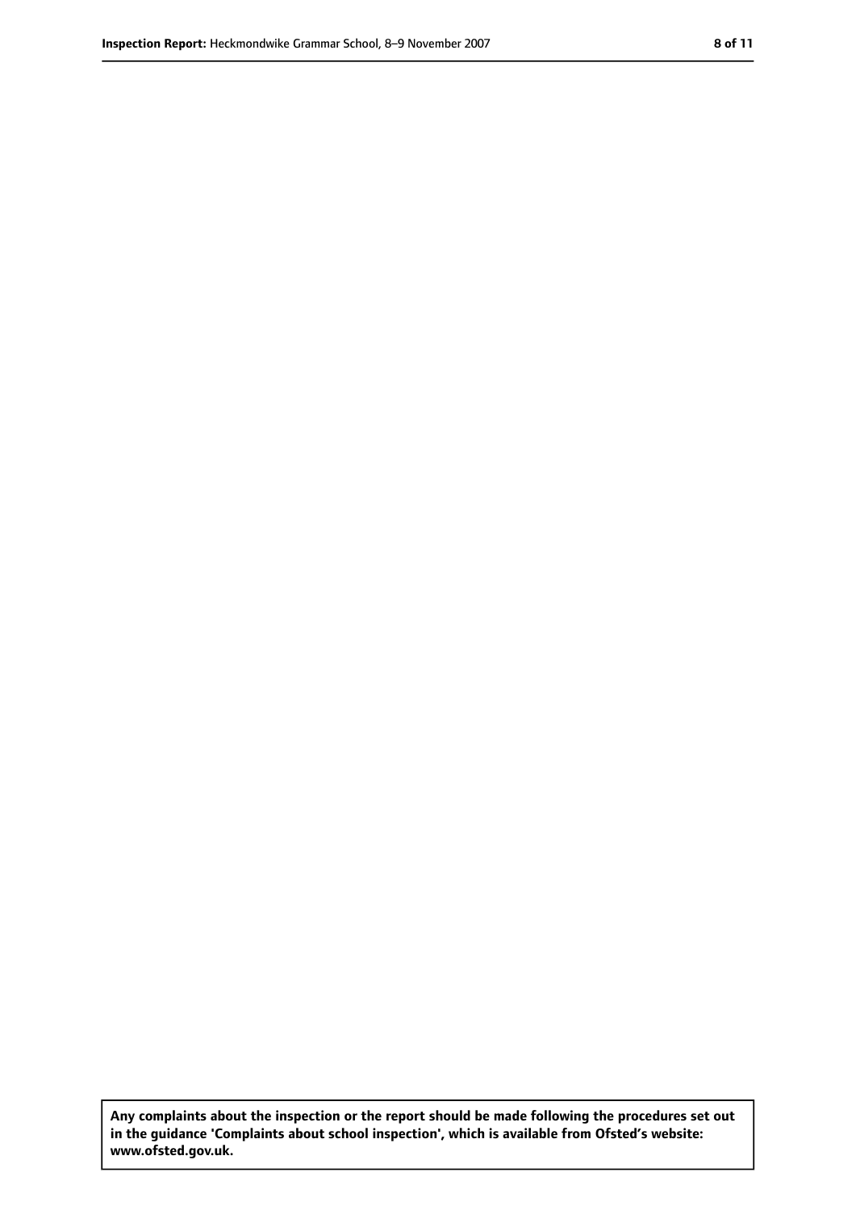**Any complaints about the inspection or the report should be made following the procedures set out in the guidance 'Complaints about school inspection', which is available from Ofsted's website: www.ofsted.gov.uk.**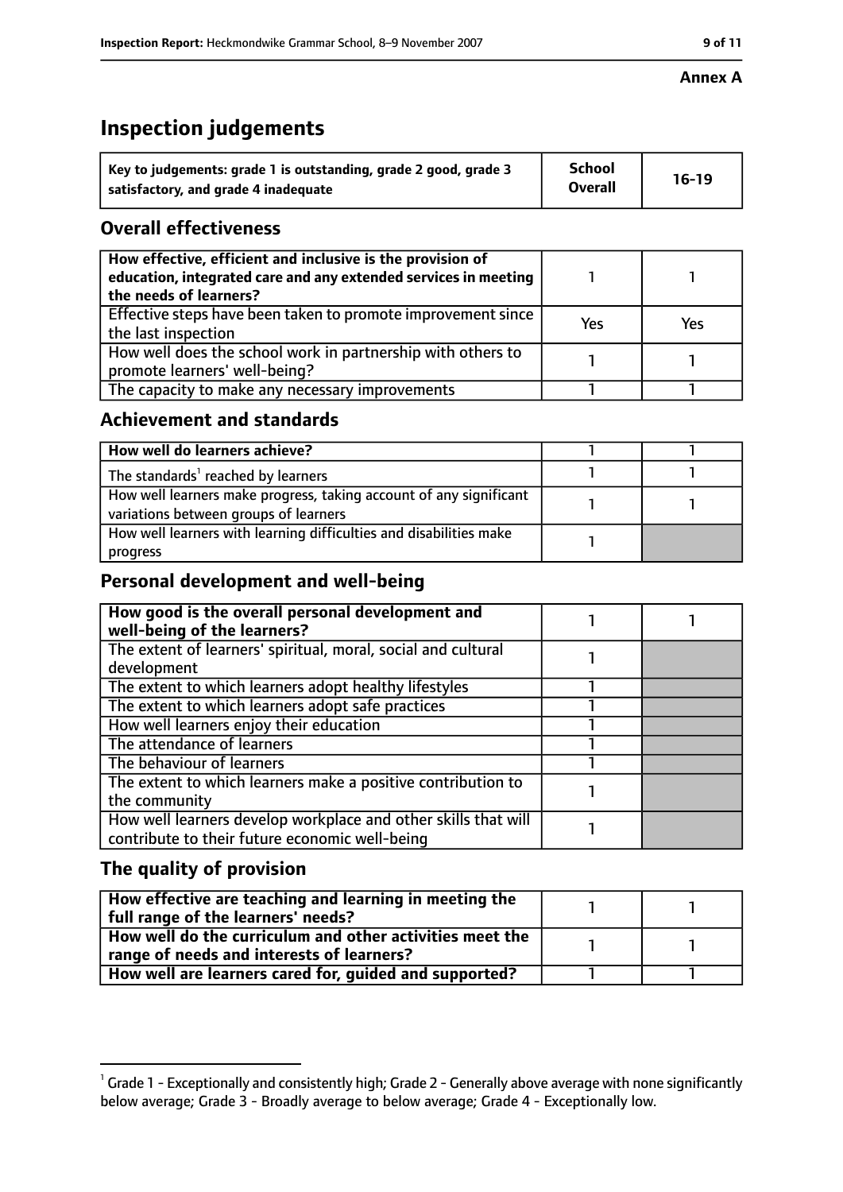**Annex A**

# Inspection judgements

| Key to judgements: grade 1 is outstanding, grade 2 good, grade 3 satisfactory, and grade 4 inadequate | School Overall | 16-19 |
|---|---|---|

## Overall effectiveness

| | | |
|---|---|---|
| How effective, efficient and inclusive is the provision of education, integrated care and any extended services in meeting the needs of learners? | 1 | 1 |
| Effective steps have been taken to promote improvement since the last inspection | Yes | Yes |
| How well does the school work in partnership with others to promote learners' well-being? | 1 | 1 |
| The capacity to make any necessary improvements | 1 | 1 |

## Achievement and standards

| | | |
|---|---|---|
| How well do learners achieve? | 1 | 1 |
| The standards[1] reached by learners | 1 | 1 |
| How well learners make progress, taking account of any significant variations between groups of learners | 1 | 1 |
| How well learners with learning difficulties and disabilities make progress | 1 | |

## Personal development and well-being

| | | |
|---|---|---|
| How good is the overall personal development and well-being of the learners? | 1 | 1 |
| The extent of learners' spiritual, moral, social and cultural development | 1 | |
| The extent to which learners adopt healthy lifestyles | 1 | |
| The extent to which learners adopt safe practices | 1 | |
| How well learners enjoy their education | 1 | |
| The attendance of learners | 1 | |
| The behaviour of learners | 1 | |
| The extent to which learners make a positive contribution to the community | 1 | |
| How well learners develop workplace and other skills that will contribute to their future economic well-being | 1 | |

## The quality of provision

| | | |
|---|---|---|
| How effective are teaching and learning in meeting the full range of the learners' needs? | 1 | 1 |
| How well do the curriculum and other activities meet the range of needs and interests of learners? | 1 | 1 |
| How well are learners cared for, guided and supported? | 1 | 1 |

[1] Grade 1 - Exceptionally and consistently high; Grade 2 - Generally above average with none significantly below average; Grade 3 - Broadly average to below average; Grade 4 - Exceptionally low.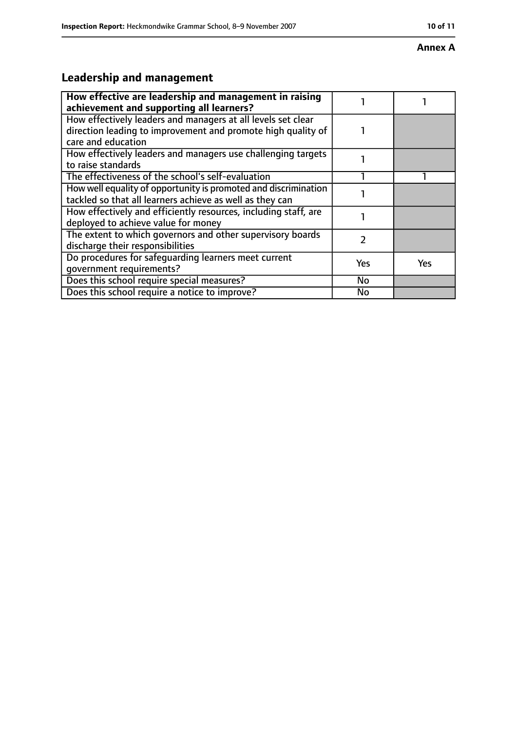**Annex A**

## Leadership and management

| How effective are leadership and management in raising achievement and supporting all learners? | 1 | 1 |
| --- | --- | --- |
| How effectively leaders and managers at all levels set clear direction leading to improvement and promote high quality of care and education | 1 | |
| How effectively leaders and managers use challenging targets to raise standards | 1 | |
| The effectiveness of the school's self-evaluation | 1 | 1 |
| How well equality of opportunity is promoted and discrimination tackled so that all learners achieve as well as they can | 1 | |
| How effectively and efficiently resources, including staff, are deployed to achieve value for money | 1 | |
| The extent to which governors and other supervisory boards discharge their responsibilities | 2 | |
| Do procedures for safeguarding learners meet current government requirements? | Yes | Yes |
| Does this school require special measures? | No | |
| Does this school require a notice to improve? | No | |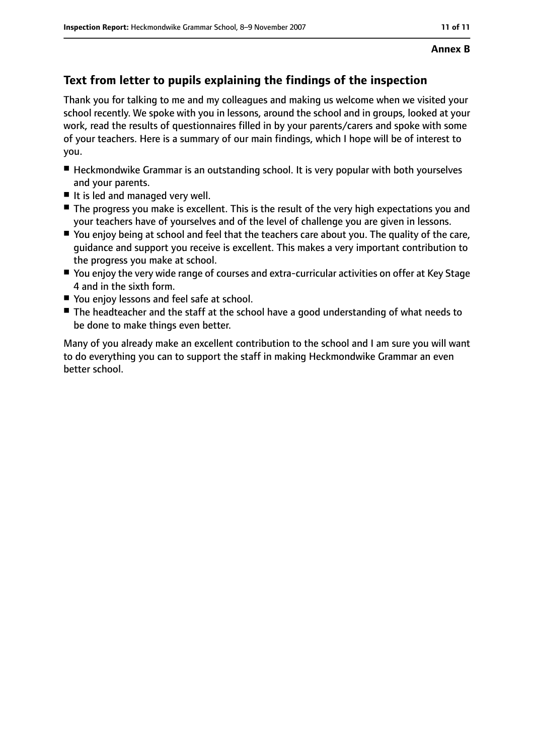**Annex B**

## Text from letter to pupils explaining the findings of the inspection

Thank you for talking to me and my colleagues and making us welcome when we visited your school recently. We spoke with you in lessons, around the school and in groups, looked at your work, read the results of questionnaires filled in by your parents/carers and spoke with some of your teachers. Here is a summary of our main findings, which I hope will be of interest to you.

- Heckmondwike Grammar is an outstanding school. It is very popular with both yourselves and your parents.
- It is led and managed very well.
- The progress you make is excellent. This is the result of the very high expectations you and your teachers have of yourselves and of the level of challenge you are given in lessons.
- You enjoy being at school and feel that the teachers care about you. The quality of the care, guidance and support you receive is excellent. This makes a very important contribution to the progress you make at school.
- You enjoy the very wide range of courses and extra-curricular activities on offer at Key Stage 4 and in the sixth form.
- You enjoy lessons and feel safe at school.
- The headteacher and the staff at the school have a good understanding of what needs to be done to make things even better.

Many of you already make an excellent contribution to the school and I am sure you will want to do everything you can to support the staff in making Heckmondwike Grammar an even better school.